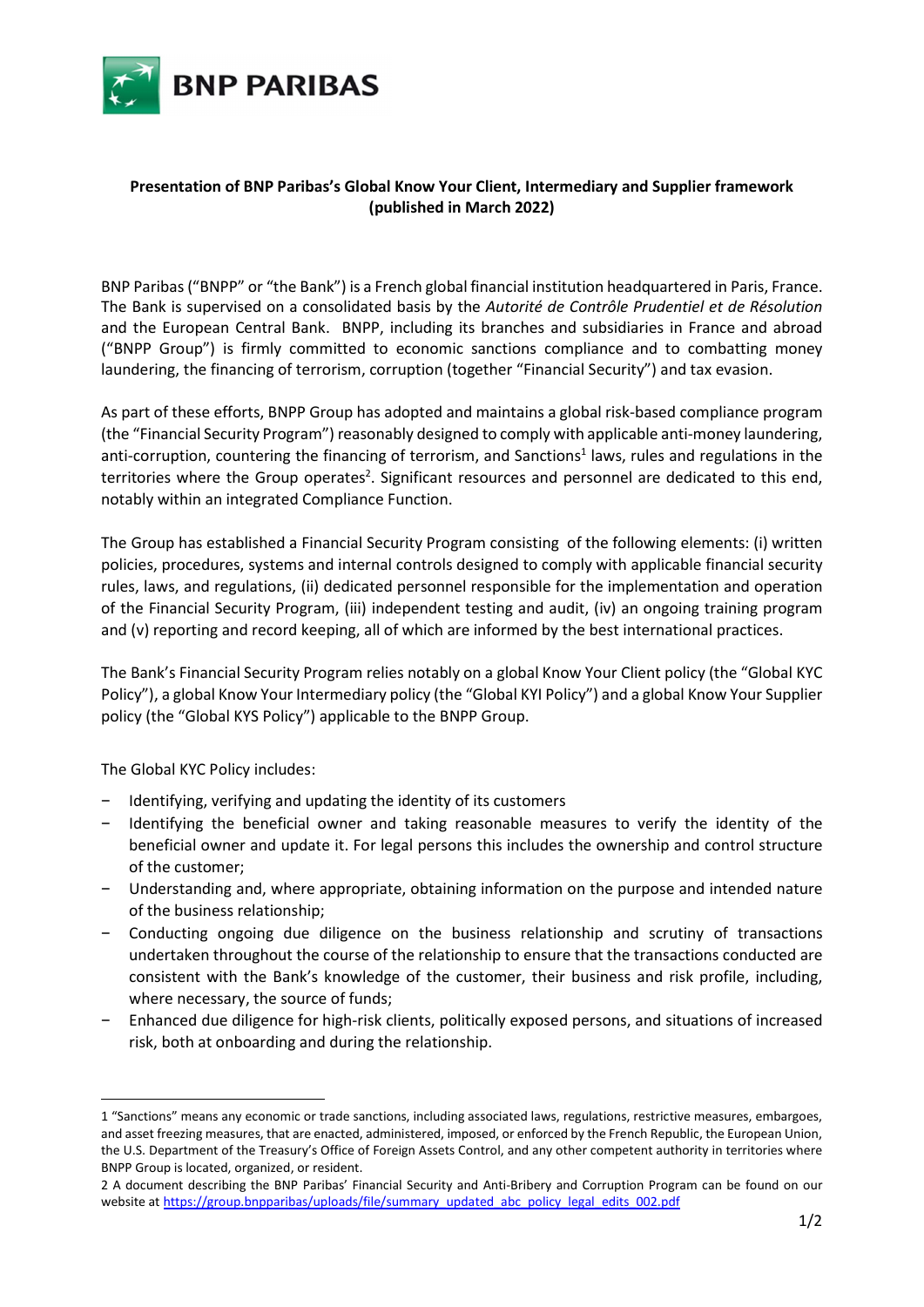**Presentation of BNP Paribas's Global Know Your Client, Intermediary and Supplier framework (published in March 2022)**

BNP Paribas ("BNPP" or "the Bank") is a French global financial institution headquartered in Paris, France. The Bank is supervised on a consolidated basis by the *Autorité de Contrôle Prudentiel et de Résolution* and the European Central Bank. BNPP, including its branches and subsidiaries in France and abroad ("BNPP Group") is firmly committed to economic sanctions compliance and to combatting money laundering, the financing of terrorism, corruption (together "Financial Security") and tax evasion.

As part of these efforts, BNPP Group has adopted and maintains a global risk-based compliance program (the "Financial Security Program") reasonably designed to comply with applicable anti-money laundering, anti-corruption, countering the financing of terrorism, and Sanctions[1] laws, rules and regulations in the territories where the Group operates[2]. Significant resources and personnel are dedicated to this end, notably within an integrated Compliance Function.

The Group has established a Financial Security Program consisting of the following elements: (i) written policies, procedures, systems and internal controls designed to comply with applicable financial security rules, laws, and regulations, (ii) dedicated personnel responsible for the implementation and operation of the Financial Security Program, (iii) independent testing and audit, (iv) an ongoing training program and (v) reporting and record keeping, all of which are informed by the best international practices.

The Bank's Financial Security Program relies notably on a global Know Your Client policy (the "Global KYC Policy"), a global Know Your Intermediary policy (the "Global KYI Policy") and a global Know Your Supplier policy (the "Global KYS Policy") applicable to the BNPP Group.

The Global KYC Policy includes:

- Identifying, verifying and updating the identity of its customers
- Identifying the beneficial owner and taking reasonable measures to verify the identity of the beneficial owner and update it. For legal persons this includes the ownership and control structure of the customer;
- Understanding and, where appropriate, obtaining information on the purpose and intended nature of the business relationship;
- Conducting ongoing due diligence on the business relationship and scrutiny of transactions undertaken throughout the course of the relationship to ensure that the transactions conducted are consistent with the Bank's knowledge of the customer, their business and risk profile, including, where necessary, the source of funds;
- Enhanced due diligence for high-risk clients, politically exposed persons, and situations of increased risk, both at onboarding and during the relationship.

---

1 "Sanctions" means any economic or trade sanctions, including associated laws, regulations, restrictive measures, embargoes, and asset freezing measures, that are enacted, administered, imposed, or enforced by the French Republic, the European Union, the U.S. Department of the Treasury's Office of Foreign Assets Control, and any other competent authority in territories where BNPP Group is located, organized, or resident.

2 A document describing the BNP Paribas' Financial Security and Anti-Bribery and Corruption Program can be found on our website at https://group.bnpparibas/uploads/file/summary_updated_abc_policy_legal_edits_002.pdf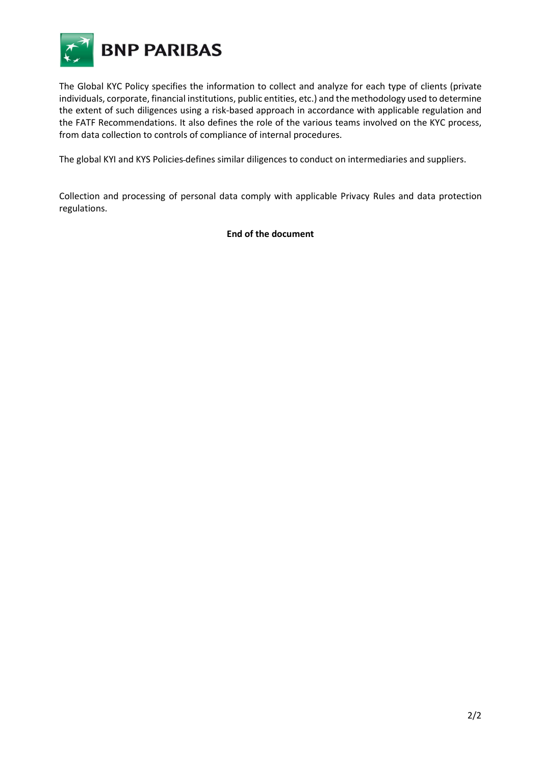The Global KYC Policy specifies the information to collect and analyze for each type of clients (private individuals, corporate, financial institutions, public entities, etc.) and the methodology used to determine the extent of such diligences using a risk-based approach in accordance with applicable regulation and the FATF Recommendations. It also defines the role of the various teams involved on the KYC process, from data collection to controls of compliance of internal procedures.

The global KYI and KYS Policies defines similar diligences to conduct on intermediaries and suppliers.

Collection and processing of personal data comply with applicable Privacy Rules and data protection regulations.

**End of the document**